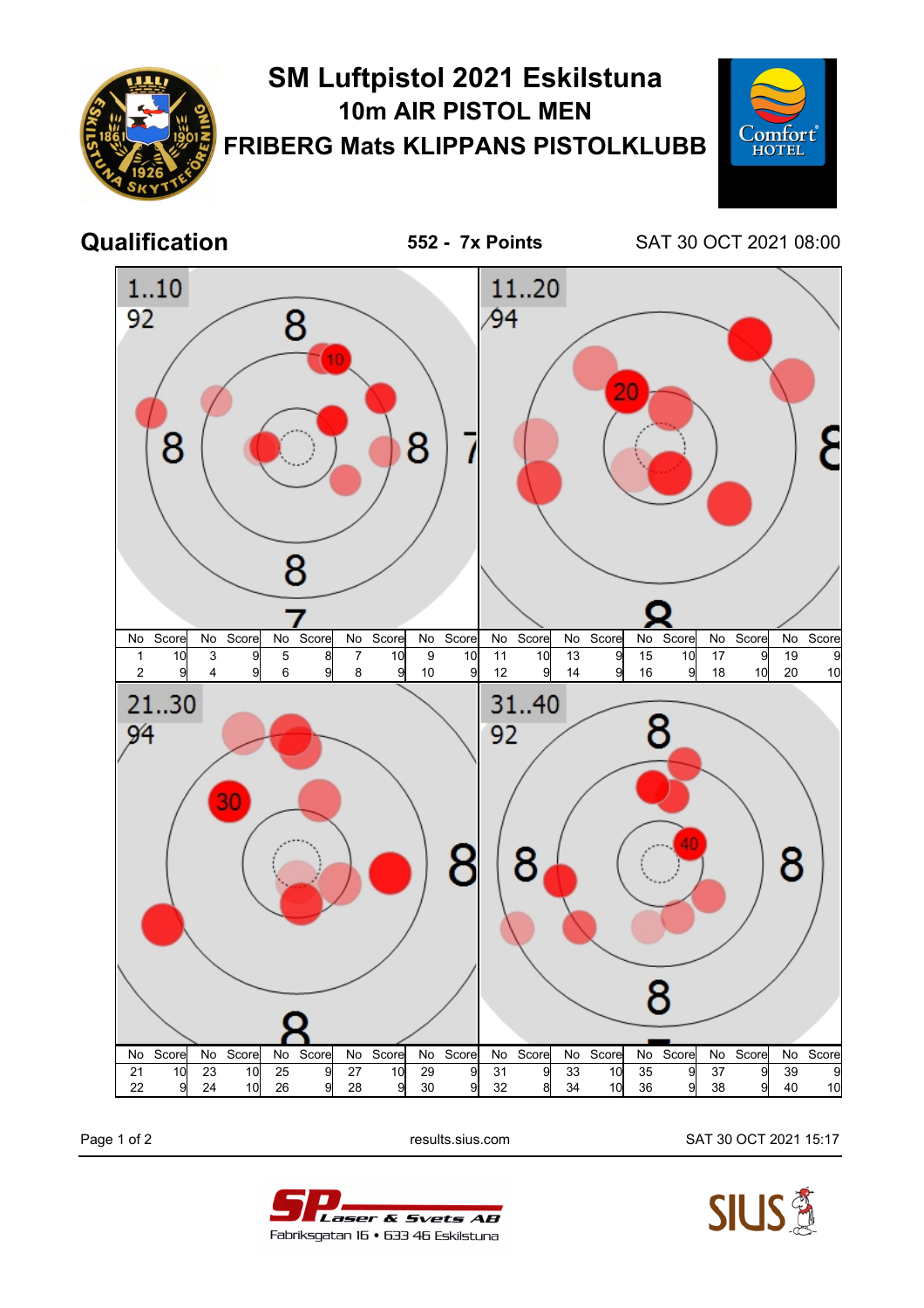# SM Luftpistol 2021 Eskilstuna

## 10m AIR PISTOL MEN

## FRIBERG Mats KLIPPANS PISTOLKLUBB

## Qualification

**552 - 7x Points**

SAT 30 OCT 2021 08:00

**1..10** — 92

| No | Score | No | Score | No | Score | No | Score | No | Score |
|---|---|---|---|---|---|---|---|---|---|
| 1 | 10 | 3 | 9 | 5 | 8 | 7 | 10 | 9 | 10 |
| 2 | 9 | 4 | 9 | 6 | 9 | 8 | 9 | 10 | 9 |

**11..20** — 94

| No | Score | No | Score | No | Score | No | Score | No | Score |
|---|---|---|---|---|---|---|---|---|---|
| 11 | 10 | 13 | 9 | 15 | 10 | 17 | 9 | 19 | 9 |
| 12 | 9 | 14 | 9 | 16 | 9 | 18 | 10 | 20 | 10 |

**21..30** — 94

| No | Score | No | Score | No | Score | No | Score | No | Score |
|---|---|---|---|---|---|---|---|---|---|
| 21 | 10 | 23 | 10 | 25 | 9 | 27 | 10 | 29 | 9 |
| 22 | 9 | 24 | 10 | 26 | 9 | 28 | 9 | 30 | 9 |

**31..40** — 92

| No | Score | No | Score | No | Score | No | Score | No | Score |
|---|---|---|---|---|---|---|---|---|---|
| 31 | 9 | 33 | 10 | 35 | 9 | 37 | 9 | 39 | 9 |
| 32 | 8 | 34 | 10 | 36 | 9 | 38 | 9 | 40 | 10 |

results.sius.com

SAT 30 OCT 2021 15:17

SP Laser & Svets AB
Fabriksgatan 16 • 633 46 Eskilstuna

SIUS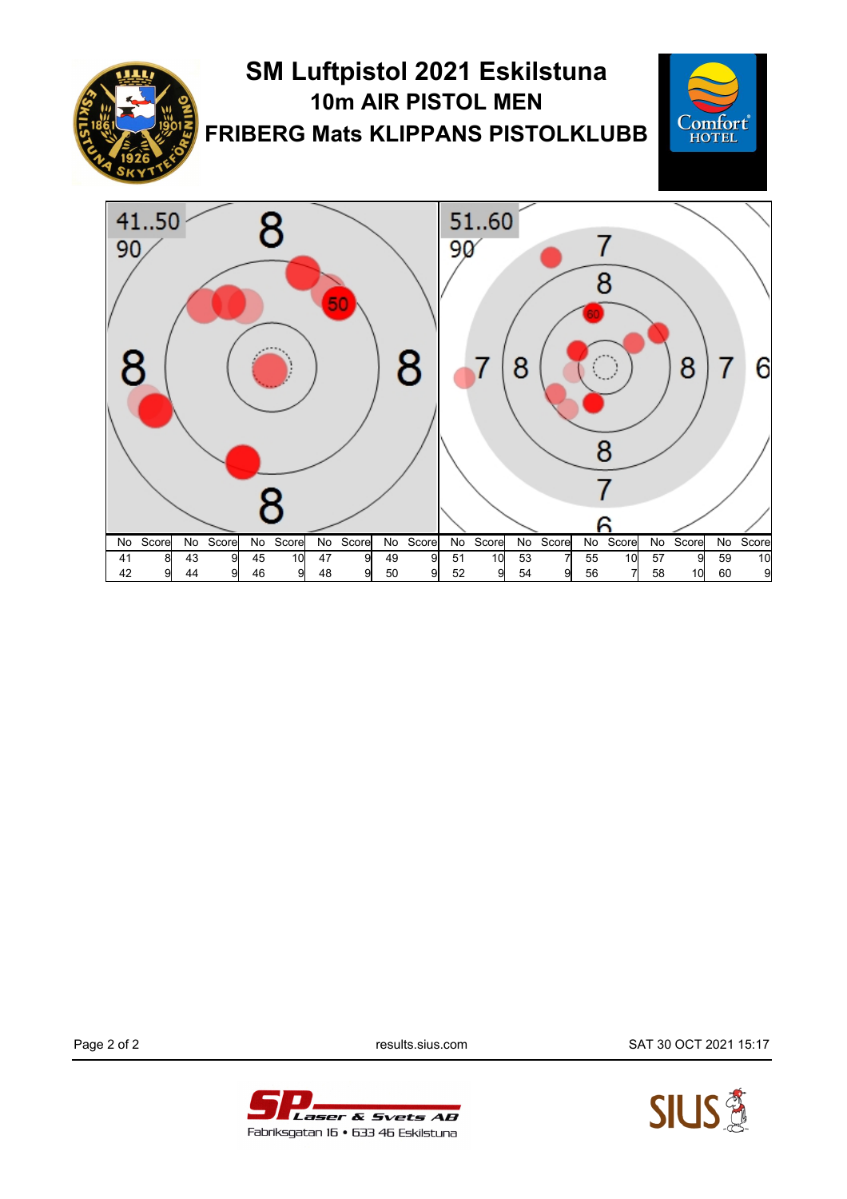# SM Luftpistol 2021 Eskilstuna

## 10m AIR PISTOL MEN

## FRIBERG Mats KLIPPANS PISTOLKLUBB

41..50
90

51..60
90

| No | Score | No | Score | No | Score | No | Score | No | Score | No | Score | No | Score | No | Score | No | Score | No | Score |
|---|---|---|---|---|---|---|---|---|---|---|---|---|---|---|---|---|---|---|---|
| 41 | 8 | 43 | 9 | 45 | 10 | 47 | 9 | 49 | 9 | 51 | 10 | 53 | 7 | 55 | 10 | 57 | 9 | 59 | 10 |
| 42 | 9 | 44 | 9 | 46 | 9 | 48 | 9 | 50 | 9 | 52 | 9 | 54 | 9 | 56 | 7 | 58 | 10 | 60 | 9 |

results.sius.com

SAT 30 OCT 2021 15:17

SP Laser & Svets AB
Fabriksgatan 16 • 633 46 Eskilstuna